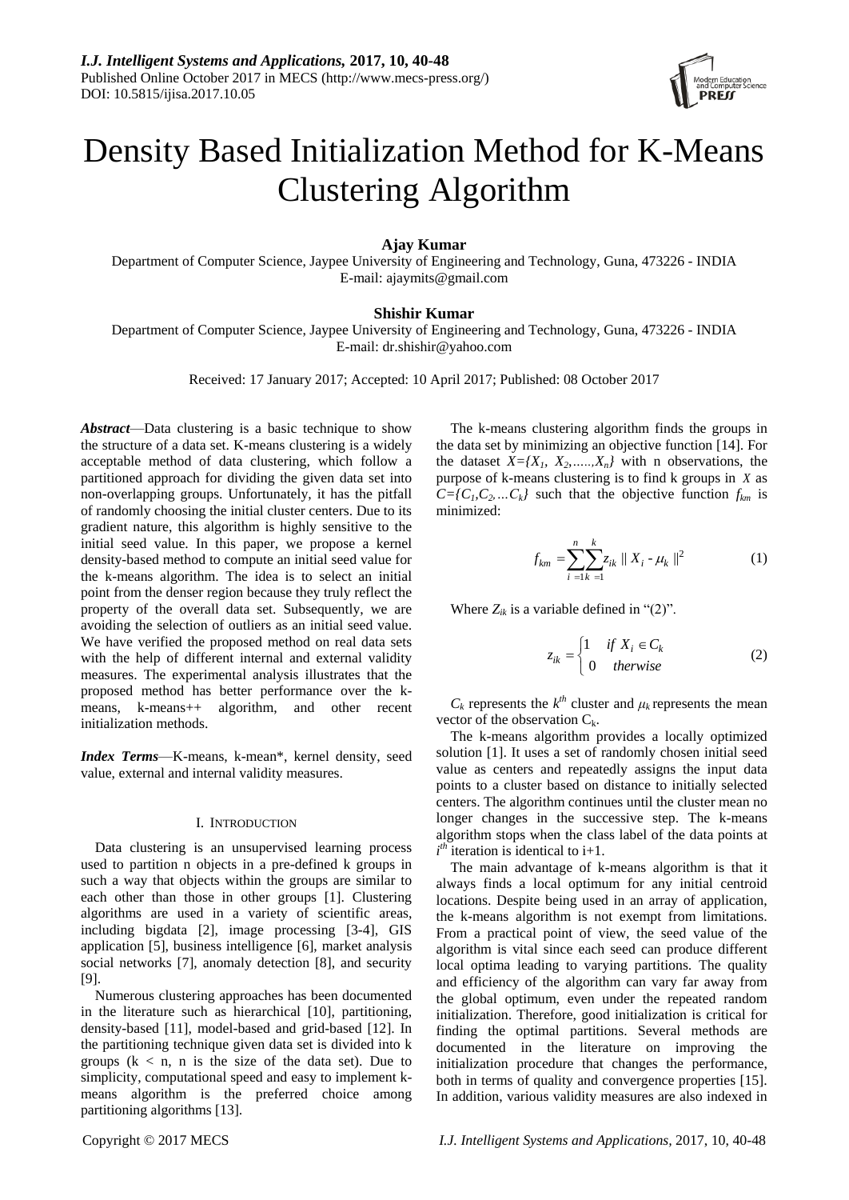# Density Based Initialization Method for K-Means Clustering Algorithm

**Ajay Kumar**

Department of Computer Science, Jaypee University of Engineering and Technology, Guna, 473226 - INDIA
E-mail: ajaymits@gmail.com

**Shishir Kumar**

Department of Computer Science, Jaypee University of Engineering and Technology, Guna, 473226 - INDIA
E-mail: dr.shishir@yahoo.com

Received: 17 January 2017; Accepted: 10 April 2017; Published: 08 October 2017

***Abstract***—Data clustering is a basic technique to show the structure of a data set. K-means clustering is a widely acceptable method of data clustering, which follow a partitioned approach for dividing the given data set into non-overlapping groups. Unfortunately, it has the pitfall of randomly choosing the initial cluster centers. Due to its gradient nature, this algorithm is highly sensitive to the initial seed value. In this paper, we propose a kernel density-based method to compute an initial seed value for the k-means algorithm. The idea is to select an initial point from the denser region because they truly reflect the property of the overall data set. Subsequently, we are avoiding the selection of outliers as an initial seed value. We have verified the proposed method on real data sets with the help of different internal and external validity measures. The experimental analysis illustrates that the proposed method has better performance over the k-means, k-means++ algorithm, and other recent initialization methods.

***Index Terms***—K-means, k-mean*, kernel density, seed value, external and internal validity measures.

## I. Introduction

Data clustering is an unsupervised learning process used to partition n objects in a pre-defined k groups in such a way that objects within the groups are similar to each other than those in other groups [1]. Clustering algorithms are used in a variety of scientific areas, including bigdata [2], image processing [3-4], GIS application [5], business intelligence [6], market analysis social networks [7], anomaly detection [8], and security [9].

Numerous clustering approaches has been documented in the literature such as hierarchical [10], partitioning, density-based [11], model-based and grid-based [12]. In the partitioning technique given data set is divided into k groups ($k < n$, n is the size of the data set). Due to simplicity, computational speed and easy to implement k-means algorithm is the preferred choice among partitioning algorithms [13].

The k-means clustering algorithm finds the groups in the data set by minimizing an objective function [14]. For the dataset $X=\{X_1, X_2,\ldots\ldots,X_n\}$ with n observations, the purpose of k-means clustering is to find k groups in $X$ as $C=\{C_1,C_2,\ldots C_k\}$ such that the objective function $f_{km}$ is minimized:

$$f_{km} = \sum_{i=1}^{n}\sum_{k=1}^{k} z_{ik} \| X_i - \mu_k \|^2 \tag{1}$$

Where $Z_{ik}$ is a variable defined in "(2)".

$$z_{ik} = \begin{cases} 1 & if\ X_i \in C_k \\ 0 & therwise \end{cases} \tag{2}$$

$C_k$ represents the $k^{th}$ cluster and $\mu_k$ represents the mean vector of the observation $C_k$.

The k-means algorithm provides a locally optimized solution [1]. It uses a set of randomly chosen initial seed value as centers and repeatedly assigns the input data points to a cluster based on distance to initially selected centers. The algorithm continues until the cluster mean no longer changes in the successive step. The k-means algorithm stops when the class label of the data points at $i^{th}$ iteration is identical to i+1.

The main advantage of k-means algorithm is that it always finds a local optimum for any initial centroid locations. Despite being used in an array of application, the k-means algorithm is not exempt from limitations. From a practical point of view, the seed value of the algorithm is vital since each seed can produce different local optima leading to varying partitions. The quality and efficiency of the algorithm can vary far away from the global optimum, even under the repeated random initialization. Therefore, good initialization is critical for finding the optimal partitions. Several methods are documented in the literature on improving the initialization procedure that changes the performance, both in terms of quality and convergence properties [15]. In addition, various validity measures are also indexed in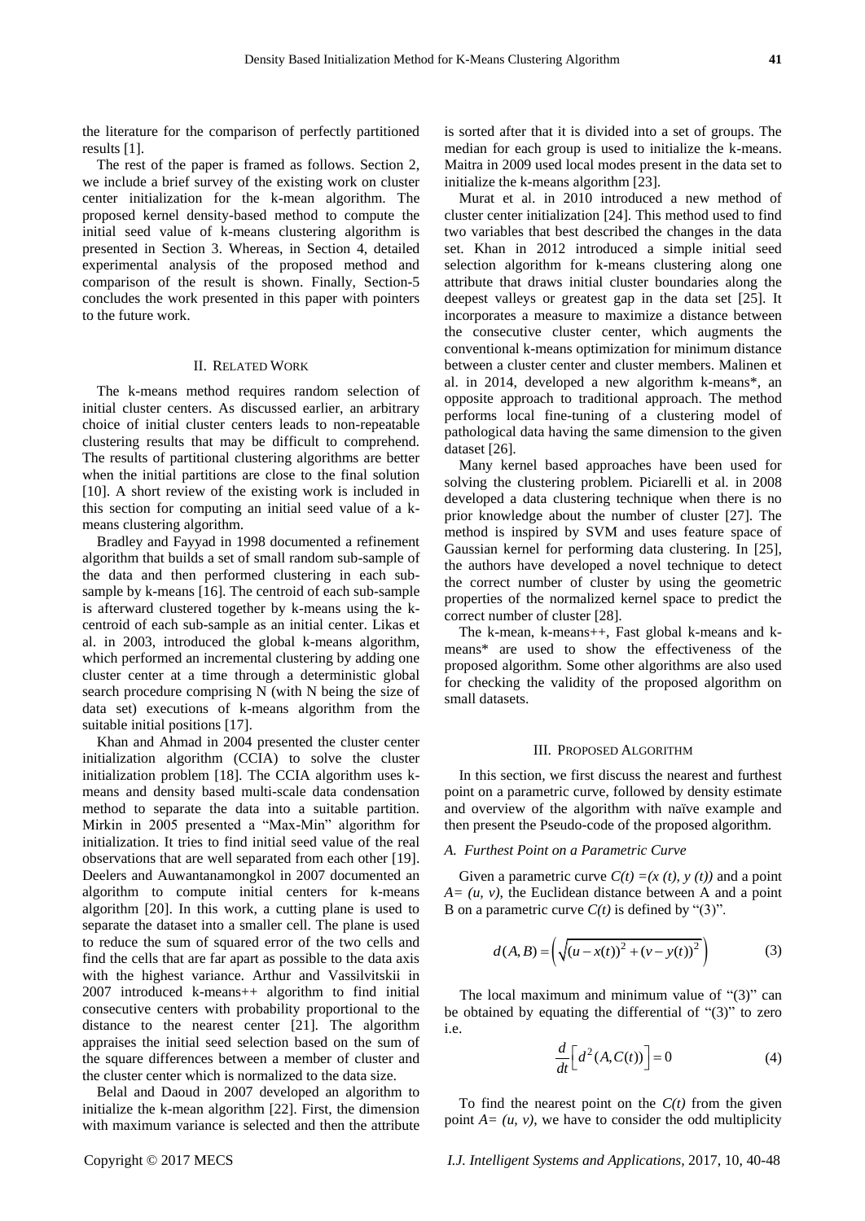the literature for the comparison of perfectly partitioned results [1].

The rest of the paper is framed as follows. Section 2, we include a brief survey of the existing work on cluster center initialization for the k-mean algorithm. The proposed kernel density-based method to compute the initial seed value of k-means clustering algorithm is presented in Section 3. Whereas, in Section 4, detailed experimental analysis of the proposed method and comparison of the result is shown. Finally, Section-5 concludes the work presented in this paper with pointers to the future work.

## II. Related Work

The k-means method requires random selection of initial cluster centers. As discussed earlier, an arbitrary choice of initial cluster centers leads to non-repeatable clustering results that may be difficult to comprehend. The results of partitional clustering algorithms are better when the initial partitions are close to the final solution [10]. A short review of the existing work is included in this section for computing an initial seed value of a k-means clustering algorithm.

Bradley and Fayyad in 1998 documented a refinement algorithm that builds a set of small random sub-sample of the data and then performed clustering in each sub-sample by k-means [16]. The centroid of each sub-sample is afterward clustered together by k-means using the k-centroid of each sub-sample as an initial center. Likas et al. in 2003, introduced the global k-means algorithm, which performed an incremental clustering by adding one cluster center at a time through a deterministic global search procedure comprising N (with N being the size of data set) executions of k-means algorithm from the suitable initial positions [17].

Khan and Ahmad in 2004 presented the cluster center initialization algorithm (CCIA) to solve the cluster initialization problem [18]. The CCIA algorithm uses k-means and density based multi-scale data condensation method to separate the data into a suitable partition. Mirkin in 2005 presented a "Max-Min" algorithm for initialization. It tries to find initial seed value of the real observations that are well separated from each other [19]. Deelers and Auwantanamongkol in 2007 documented an algorithm to compute initial centers for k-means algorithm [20]. In this work, a cutting plane is used to separate the dataset into a smaller cell. The plane is used to reduce the sum of squared error of the two cells and find the cells that are far apart as possible to the data axis with the highest variance. Arthur and Vassilvitskii in 2007 introduced k-means++ algorithm to find initial consecutive centers with probability proportional to the distance to the nearest center [21]. The algorithm appraises the initial seed selection based on the sum of the square differences between a member of cluster and the cluster center which is normalized to the data size.

Belal and Daoud in 2007 developed an algorithm to initialize the k-mean algorithm [22]. First, the dimension with maximum variance is selected and then the attribute is sorted after that it is divided into a set of groups. The median for each group is used to initialize the k-means. Maitra in 2009 used local modes present in the data set to initialize the k-means algorithm [23].

Murat et al. in 2010 introduced a new method of cluster center initialization [24]. This method used to find two variables that best described the changes in the data set. Khan in 2012 introduced a simple initial seed selection algorithm for k-means clustering along one attribute that draws initial cluster boundaries along the deepest valleys or greatest gap in the data set [25]. It incorporates a measure to maximize a distance between the consecutive cluster center, which augments the conventional k-means optimization for minimum distance between a cluster center and cluster members. Malinen et al. in 2014, developed a new algorithm k-means*, an opposite approach to traditional approach. The method performs local fine-tuning of a clustering model of pathological data having the same dimension to the given dataset [26].

Many kernel based approaches have been used for solving the clustering problem. Piciarelli et al. in 2008 developed a data clustering technique when there is no prior knowledge about the number of cluster [27]. The method is inspired by SVM and uses feature space of Gaussian kernel for performing data clustering. In [25], the authors have developed a novel technique to detect the correct number of cluster by using the geometric properties of the normalized kernel space to predict the correct number of cluster [28].

The k-mean, k-means++, Fast global k-means and k-means* are used to show the effectiveness of the proposed algorithm. Some other algorithms are also used for checking the validity of the proposed algorithm on small datasets.

## III. Proposed Algorithm

In this section, we first discuss the nearest and furthest point on a parametric curve, followed by density estimate and overview of the algorithm with naïve example and then present the Pseudo-code of the proposed algorithm.

### *A. Furthest Point on a Parametric Curve*

Given a parametric curve $C(t) = (x(t), y(t))$ and a point $A = (u, v)$, the Euclidean distance between A and a point B on a parametric curve $C(t)$ is defined by "(3)".

$$d(A,B) = \left( \sqrt{(u - x(t))^2 + (v - y(t))^2} \right) \tag{3}$$

The local maximum and minimum value of "(3)" can be obtained by equating the differential of "(3)" to zero i.e.

$$\frac{d}{dt}\left[ d^2(A, C(t)) \right] = 0 \tag{4}$$

To find the nearest point on the $C(t)$ from the given point $A = (u, v)$, we have to consider the odd multiplicity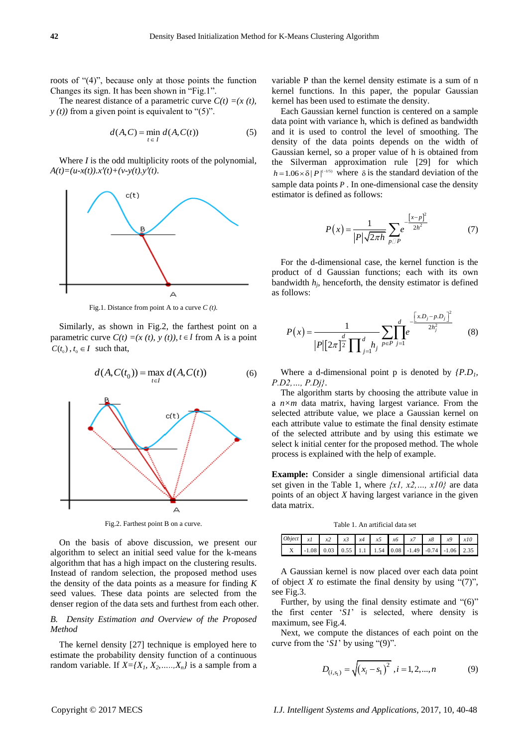roots of "(4)", because only at those points the function Changes its sign. It has been shown in "Fig.1".

The nearest distance of a parametric curve $C(t) = (x(t), y(t))$ from a given point is equivalent to "(5)".

$$d(A,C) = \min_{t \in I} d(A, C(t)) \qquad (5)$$

Where $I$ is the odd multiplicity roots of the polynomial, $A(t)=(u-x(t)).x'(t)+(v-y(t).y'(t)$.

Fig.1. Distance from point A to a curve $C(t)$.

Similarly, as shown in Fig.2, the farthest point on a parametric curve $C(t) = (x(t), y(t)), t \in I$ from A is a point $C(t_0), t_0 \in I$ such that,

$$d(A, C(t_0)) = \max_{t \in I} d(A, C(t)) \qquad (6)$$

Fig.2. Farthest point B on a curve.

On the basis of above discussion, we present our algorithm to select an initial seed value for the k-means algorithm that has a high impact on the clustering results. Instead of random selection, the proposed method uses the density of the data points as a measure for finding $K$ seed values. These data points are selected from the denser region of the data sets and furthest from each other.

### *B. Density Estimation and Overview of the Proposed Method*

The kernel density [27] technique is employed here to estimate the probability density function of a continuous random variable. If $X=\{X_1, X_2, \ldots, X_n\}$ is a sample from a variable P than the kernel density estimate is a sum of n kernel functions. In this paper, the popular Gaussian kernel has been used to estimate the density.

Each Gaussian kernel function is centered on a sample data point with variance h, which is defined as bandwidth and it is used to control the level of smoothing. The density of the data points depends on the width of Gaussian kernel, so a proper value of h is obtained from the Silverman approximation rule [29] for which $h = 1.06 \times \delta |P|^{(-1/5)}$ where $\delta$ is the standard deviation of the sample data points $P$. In one-dimensional case the density estimator is defined as follows:

$$P(x) = \frac{1}{|P|\sqrt{2\pi h}} \sum_{p \in P} e^{-\frac{[x-p]^2}{2h^2}} \qquad (7)$$

For the d-dimensional case, the kernel function is the product of d Gaussian functions; each with its own bandwidth $h_j$, henceforth, the density estimator is defined as follows:

$$P(x) = \frac{1}{|P|[2\pi]^{\frac{d}{2}} \prod_{j=1}^{d} h_j} \sum_{p \in P} \prod_{j=1}^{d} e^{-\frac{[x.D_j - p.D_j]^2}{2h_j^2}} \qquad (8)$$

Where a d-dimensional point p is denoted by $\{P.D_1, P.D2, \ldots, P.Dj\}$.

The algorithm starts by choosing the attribute value in a $n \times m$ data matrix, having largest variance. From the selected attribute value, we place a Gaussian kernel on each attribute value to estimate the final density estimate of the selected attribute and by using this estimate we select k initial center for the proposed method. The whole process is explained with the help of example.

**Example:** Consider a single dimensional artificial data set given in the Table 1, where $\{x1, x2, \ldots, x10\}$ are data points of an object $X$ having largest variance in the given data matrix.

Table 1. An artificial data set

| *Object* | *x1* | *x2* | *x3* | *x4* | *x5* | *x6* | *x7* | *x8* | *x9* | *x10* |
|---|---|---|---|---|---|---|---|---|---|---|
| X | -1.08 | 0.03 | 0.55 | 1.1 | 1.54 | 0.08 | -1.49 | -0.74 | -1.06 | 2.35 |

A Gaussian kernel is now placed over each data point of object $X$ to estimate the final density by using "(7)", see Fig.3.

Further, by using the final density estimate and "(6)" the first center '$S1$' is selected, where density is maximum, see Fig.4.

Next, we compute the distances of each point on the curve from the '$S1$' by using "(9)".

$$D_{(i,s_1)} = \sqrt{(x_i - s_1)^2}, i = 1, 2, \ldots, n \qquad (9)$$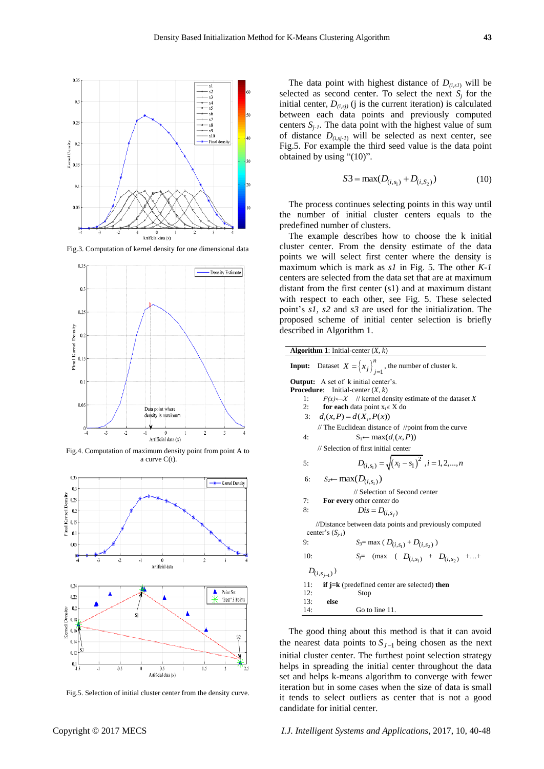Fig.3. Computation of kernel density for one dimensional data

Fig.4. Computation of maximum density point from point A to a curve C(t).

Fig.5. Selection of initial cluster center from the density curve.

The data point with highest distance of $D_{(i,s1)}$ will be selected as second center. To select the next $S_j$ for the initial center, $D_{(i,sj)}$ (j is the current iteration) is calculated between each data points and previously computed centers $S_{j-1}$. The data point with the highest value of sum of distance $D_{(i,sj-1)}$ will be selected as next center, see Fig.5. For example the third seed value is the data point obtained by using "(10)".

$$S3 = \max(D_{(i,s_1)} + D_{(i,S_2)}) \tag{10}$$

The process continues selecting points in this way until the number of initial cluster centers equals to the predefined number of clusters.

The example describes how to choose the k initial cluster center. From the density estimate of the data points we will select first center where the density is maximum which is mark as *s1* in Fig. 5. The other *K-1* centers are selected from the data set that are at maximum distant from the first center (s1) and at maximum distant with respect to each other, see Fig. 5. These selected point's *s1*, *s2* and *s3* are used for the initialization. The proposed scheme of initial center selection is briefly described in Algorithm 1.

---

**Algorithm 1**: Initial-center (*X, k*)

**Input:** Dataset $X = \{x_j\}_{j=1}^{n}$, the number of cluster k.

**Output:** A set of k initial center's.
**Procedure**: Initial-center (*X, k*)

1: $P(x) \leftarrow X$ // kernel density estimate of the dataset *X*
2: **for each** data point $x_i \in X$ do
3: $d_i(x, P) = d(X_i, P(x))$
// The Euclidean distance of //point from the curve
4: $S_1 \leftarrow \max(d_i(x, P))$
// Selection of first initial center
5: $D_{(i,s_1)} = \sqrt{(x_i - s_1)^2}, i = 1, 2, ..., n$
6: $S_2 \leftarrow \max(D_{(i,s_1)})$
// Selection of Second center
7: **For every** other center do
8: $Dis = D_{(i,s_j)}$
//Distance between data points and previously computed center's ($S_{j-1}$)
9: $S_3 = \max(D_{(i,s_1)} + D_{(i,s_2)})$
10: $S_j = (\max(D_{(i,s_1)} + D_{(i,s_2)} + ... + D_{(i,s_{j-1})})$
11: **if j=k** (predefined center are selected) **then**
12: Stop
13: **else**
14: Go to line 11.

---

The good thing about this method is that it can avoid the nearest data points to $S_{J-1}$ being chosen as the next initial cluster center. The furthest point selection strategy helps in spreading the initial center throughout the data set and helps k-means algorithm to converge with fewer iteration but in some cases when the size of data is small it tends to select outliers as center that is not a good candidate for initial center.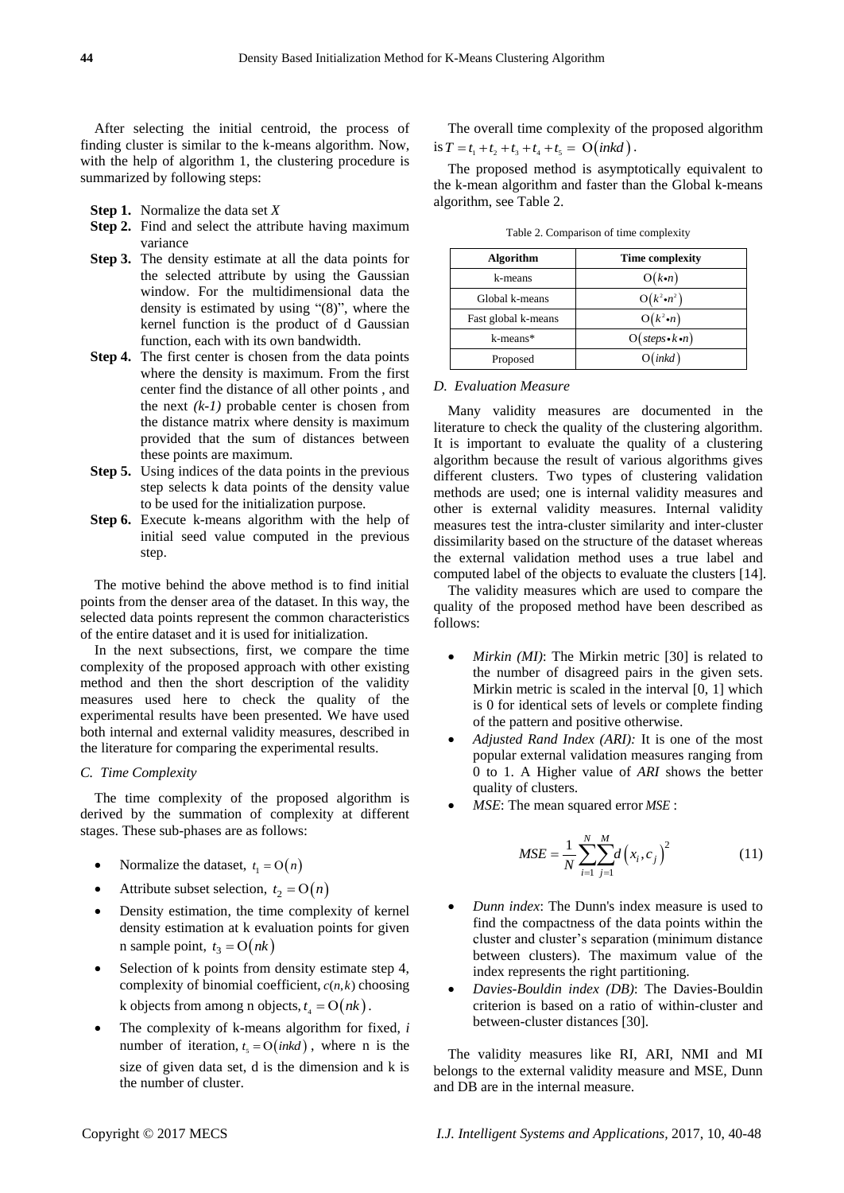After selecting the initial centroid, the process of finding cluster is similar to the k-means algorithm. Now, with the help of algorithm 1, the clustering procedure is summarized by following steps:

- **Step 1.** Normalize the data set $X$
- **Step 2.** Find and select the attribute having maximum variance
- **Step 3.** The density estimate at all the data points for the selected attribute by using the Gaussian window. For the multidimensional data the density is estimated by using "(8)", where the kernel function is the product of d Gaussian function, each with its own bandwidth.
- **Step 4.** The first center is chosen from the data points where the density is maximum. From the first center find the distance of all other points , and the next *(k-1)* probable center is chosen from the distance matrix where density is maximum provided that the sum of distances between these points are maximum.
- **Step 5.** Using indices of the data points in the previous step selects k data points of the density value to be used for the initialization purpose.
- **Step 6.** Execute k-means algorithm with the help of initial seed value computed in the previous step.

The motive behind the above method is to find initial points from the denser area of the dataset. In this way, the selected data points represent the common characteristics of the entire dataset and it is used for initialization.

In the next subsections, first, we compare the time complexity of the proposed approach with other existing method and then the short description of the validity measures used here to check the quality of the experimental results have been presented. We have used both internal and external validity measures, described in the literature for comparing the experimental results.

### *C. Time Complexity*

The time complexity of the proposed algorithm is derived by the summation of complexity at different stages. These sub-phases are as follows:

- Normalize the dataset, $t_1 = \mathrm{O}(n)$
- Attribute subset selection, $t_2 = \mathrm{O}(n)$
- Density estimation, the time complexity of kernel density estimation at k evaluation points for given n sample point, $t_3 = \mathrm{O}(nk)$
- Selection of k points from density estimate step 4, complexity of binomial coefficient, $c(n,k)$ choosing k objects from among n objects, $t_4 = \mathrm{O}(nk)$.
- The complexity of k-means algorithm for fixed, $i$ number of iteration, $t_5 = \mathrm{O}(inkd)$, where n is the size of given data set, d is the dimension and k is the number of cluster.

The overall time complexity of the proposed algorithm is $T = t_1 + t_2 + t_3 + t_4 + t_5 = \mathrm{O}(inkd)$.

The proposed method is asymptotically equivalent to the k-mean algorithm and faster than the Global k-means algorithm, see Table 2.

Table 2. Comparison of time complexity

| Algorithm | Time complexity |
|---|---|
| k-means | $\mathrm{O}(k \bullet n)$ |
| Global k-means | $\mathrm{O}(k^2 \bullet n^2)$ |
| Fast global k-means | $\mathrm{O}(k^2 \bullet n)$ |
| k-means* | $\mathrm{O}(steps \bullet k \bullet n)$ |
| Proposed | $\mathrm{O}(inkd)$ |

### *D. Evaluation Measure*

Many validity measures are documented in the literature to check the quality of the clustering algorithm. It is important to evaluate the quality of a clustering algorithm because the result of various algorithms gives different clusters. Two types of clustering validation methods are used; one is internal validity measures and other is external validity measures. Internal validity measures test the intra-cluster similarity and inter-cluster dissimilarity based on the structure of the dataset whereas the external validation method uses a true label and computed label of the objects to evaluate the clusters [14].

The validity measures which are used to compare the quality of the proposed method have been described as follows:

- *Mirkin (MI)*: The Mirkin metric [30] is related to the number of disagreed pairs in the given sets. Mirkin metric is scaled in the interval [0, 1] which is 0 for identical sets of levels or complete finding of the pattern and positive otherwise.
- *Adjusted Rand Index (ARI):* It is one of the most popular external validation measures ranging from 0 to 1. A Higher value of *ARI* shows the better quality of clusters.
- *MSE*: The mean squared error $MSE$ :

$$MSE = \frac{1}{N}\sum_{i=1}^{N}\sum_{j=1}^{M} d\left(x_i, c_j\right)^2 \tag{11}$$

- *Dunn index*: The Dunn's index measure is used to find the compactness of the data points within the cluster and cluster's separation (minimum distance between clusters). The maximum value of the index represents the right partitioning.
- *Davies-Bouldin index (DB)*: The Davies-Bouldin criterion is based on a ratio of within-cluster and between-cluster distances [30].

The validity measures like RI, ARI, NMI and MI belongs to the external validity measure and MSE, Dunn and DB are in the internal measure.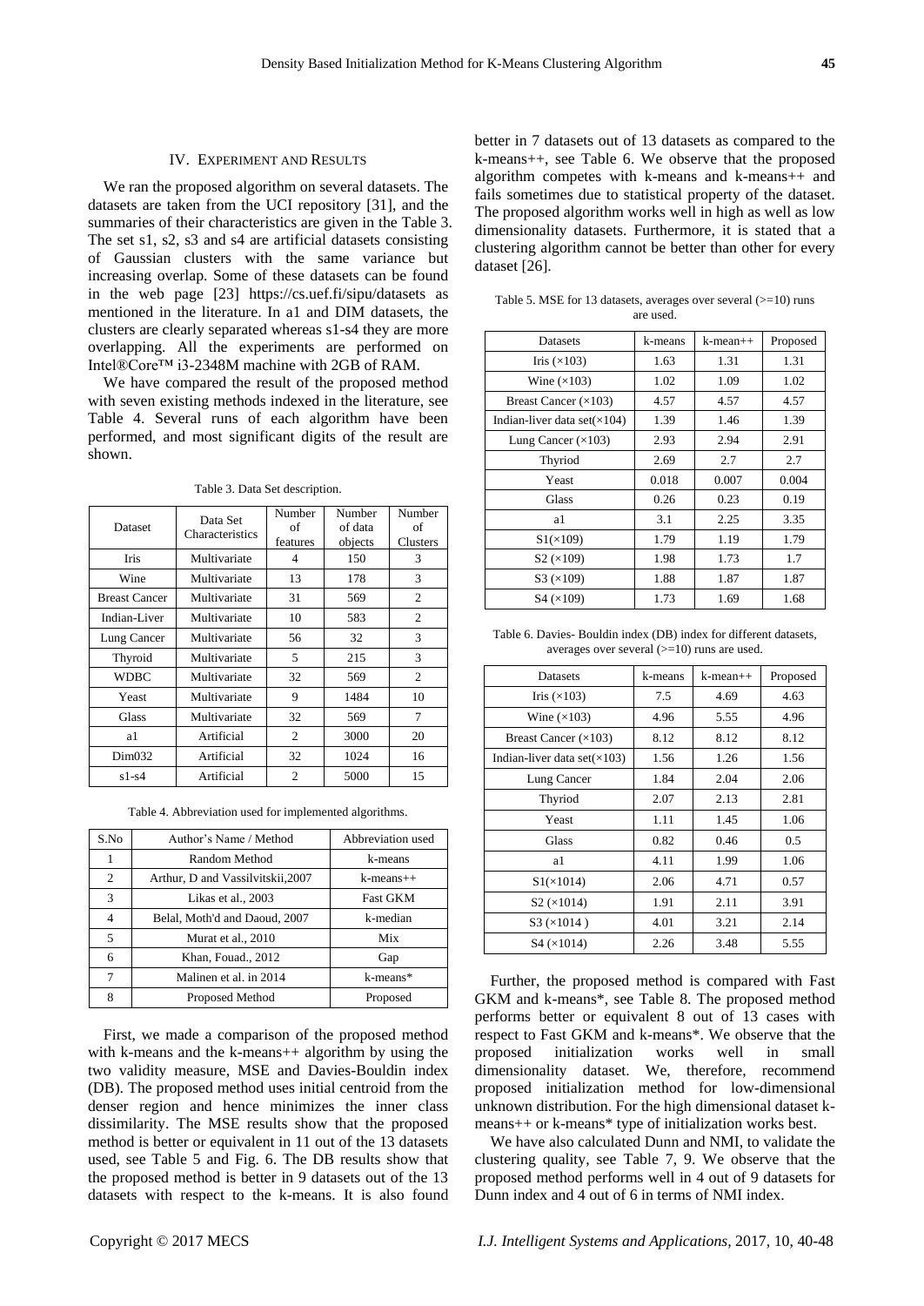## IV. Experiment and Results

We ran the proposed algorithm on several datasets. The datasets are taken from the UCI repository [31], and the summaries of their characteristics are given in the Table 3. The set s1, s2, s3 and s4 are artificial datasets consisting of Gaussian clusters with the same variance but increasing overlap. Some of these datasets can be found in the web page [23] https://cs.uef.fi/sipu/datasets as mentioned in the literature. In a1 and DIM datasets, the clusters are clearly separated whereas s1-s4 they are more overlapping. All the experiments are performed on Intel®Core™ i3-2348M machine with 2GB of RAM.

We have compared the result of the proposed method with seven existing methods indexed in the literature, see Table 4. Several runs of each algorithm have been performed, and most significant digits of the result are shown.

Table 3. Data Set description.

| Dataset | Data Set Characteristics | Number of features | Number of data objects | Number of Clusters |
|---|---|---|---|---|
| Iris | Multivariate | 4 | 150 | 3 |
| Wine | Multivariate | 13 | 178 | 3 |
| Breast Cancer | Multivariate | 31 | 569 | 2 |
| Indian-Liver | Multivariate | 10 | 583 | 2 |
| Lung Cancer | Multivariate | 56 | 32 | 3 |
| Thyroid | Multivariate | 5 | 215 | 3 |
| WDBC | Multivariate | 32 | 569 | 2 |
| Yeast | Multivariate | 9 | 1484 | 10 |
| Glass | Multivariate | 32 | 569 | 7 |
| a1 | Artificial | 2 | 3000 | 20 |
| Dim032 | Artificial | 32 | 1024 | 16 |
| s1-s4 | Artificial | 2 | 5000 | 15 |

Table 4. Abbreviation used for implemented algorithms.

| S.No | Author's Name / Method | Abbreviation used |
|---|---|---|
| 1 | Random Method | k-means |
| 2 | Arthur, D and Vassilvitskii,2007 | k-means++ |
| 3 | Likas et al., 2003 | Fast GKM |
| 4 | Belal, Moth'd and Daoud, 2007 | k-median |
| 5 | Murat et al., 2010 | Mix |
| 6 | Khan, Fouad., 2012 | Gap |
| 7 | Malinen et al. in 2014 | k-means* |
| 8 | Proposed Method | Proposed |

First, we made a comparison of the proposed method with k-means and the k-means++ algorithm by using the two validity measure, MSE and Davies-Bouldin index (DB). The proposed method uses initial centroid from the denser region and hence minimizes the inner class dissimilarity. The MSE results show that the proposed method is better or equivalent in 11 out of the 13 datasets used, see Table 5 and Fig. 6. The DB results show that the proposed method is better in 9 datasets out of the 13 datasets with respect to the k-means. It is also found better in 7 datasets out of 13 datasets as compared to the k-means++, see Table 6. We observe that the proposed algorithm competes with k-means and k-means++ and fails sometimes due to statistical property of the dataset. The proposed algorithm works well in high as well as low dimensionality datasets. Furthermore, it is stated that a clustering algorithm cannot be better than other for every dataset [26].

Table 5. MSE for 13 datasets, averages over several (>=10) runs are used.

| Datasets | k-means | k-mean++ | Proposed |
|---|---|---|---|
| Iris (×103) | 1.63 | 1.31 | 1.31 |
| Wine (×103) | 1.02 | 1.09 | 1.02 |
| Breast Cancer (×103) | 4.57 | 4.57 | 4.57 |
| Indian-liver data set(×104) | 1.39 | 1.46 | 1.39 |
| Lung Cancer (×103) | 2.93 | 2.94 | 2.91 |
| Thyriod | 2.69 | 2.7 | 2.7 |
| Yeast | 0.018 | 0.007 | 0.004 |
| Glass | 0.26 | 0.23 | 0.19 |
| a1 | 3.1 | 2.25 | 3.35 |
| S1(×109) | 1.79 | 1.19 | 1.79 |
| S2 (×109) | 1.98 | 1.73 | 1.7 |
| S3 (×109) | 1.88 | 1.87 | 1.87 |
| S4 (×109) | 1.73 | 1.69 | 1.68 |

Table 6. Davies- Bouldin index (DB) index for different datasets, averages over several (>=10) runs are used.

| Datasets | k-means | k-mean++ | Proposed |
|---|---|---|---|
| Iris (×103) | 7.5 | 4.69 | 4.63 |
| Wine (×103) | 4.96 | 5.55 | 4.96 |
| Breast Cancer (×103) | 8.12 | 8.12 | 8.12 |
| Indian-liver data set(×103) | 1.56 | 1.26 | 1.56 |
| Lung Cancer | 1.84 | 2.04 | 2.06 |
| Thyriod | 2.07 | 2.13 | 2.81 |
| Yeast | 1.11 | 1.45 | 1.06 |
| Glass | 0.82 | 0.46 | 0.5 |
| a1 | 4.11 | 1.99 | 1.06 |
| S1(×1014) | 2.06 | 4.71 | 0.57 |
| S2 (×1014) | 1.91 | 2.11 | 3.91 |
| S3 (×1014 ) | 4.01 | 3.21 | 2.14 |
| S4 (×1014) | 2.26 | 3.48 | 5.55 |

Further, the proposed method is compared with Fast GKM and k-means*, see Table 8. The proposed method performs better or equivalent 8 out of 13 cases with respect to Fast GKM and k-means*. We observe that the proposed initialization works well in small dimensionality dataset. We, therefore, recommend proposed initialization method for low-dimensional unknown distribution. For the high dimensional dataset k-means++ or k-means* type of initialization works best.

We have also calculated Dunn and NMI, to validate the clustering quality, see Table 7, 9. We observe that the proposed method performs well in 4 out of 9 datasets for Dunn index and 4 out of 6 in terms of NMI index.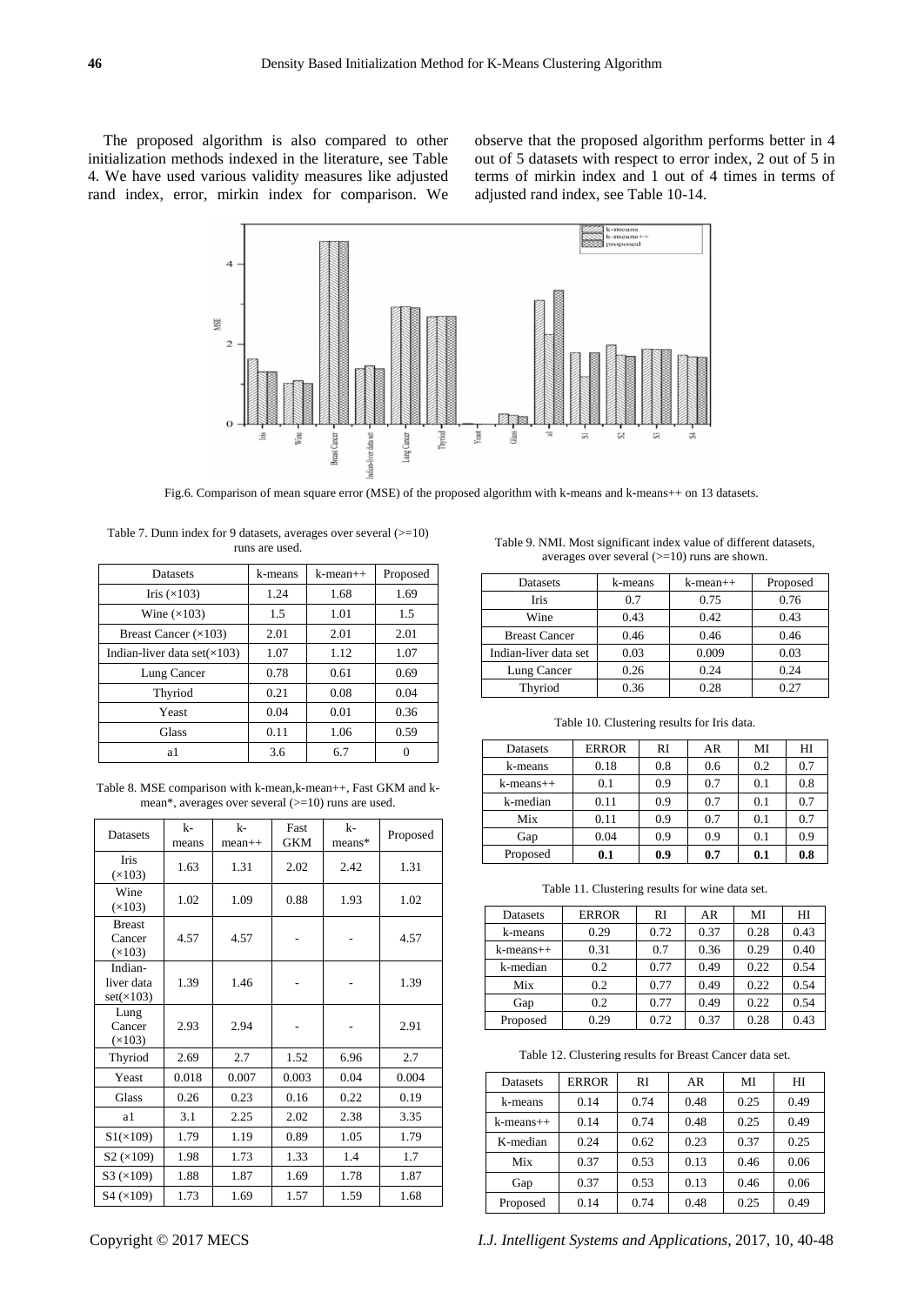The proposed algorithm is also compared to other initialization methods indexed in the literature, see Table 4. We have used various validity measures like adjusted rand index, error, mirkin index for comparison. We observe that the proposed algorithm performs better in 4 out of 5 datasets with respect to error index, 2 out of 5 in terms of mirkin index and 1 out of 4 times in terms of adjusted rand index, see Table 10-14.

Fig.6. Comparison of mean square error (MSE) of the proposed algorithm with k-means and k-means++ on 13 datasets.

Table 7. Dunn index for 9 datasets, averages over several (>=10) runs are used.

| Datasets | k-means | k-mean++ | Proposed |
|---|---|---|---|
| Iris (×103) | 1.24 | 1.68 | 1.69 |
| Wine (×103) | 1.5 | 1.01 | 1.5 |
| Breast Cancer (×103) | 2.01 | 2.01 | 2.01 |
| Indian-liver data set(×103) | 1.07 | 1.12 | 1.07 |
| Lung Cancer | 0.78 | 0.61 | 0.69 |
| Thyriod | 0.21 | 0.08 | 0.04 |
| Yeast | 0.04 | 0.01 | 0.36 |
| Glass | 0.11 | 1.06 | 0.59 |
| a1 | 3.6 | 6.7 | 0 |

Table 8. MSE comparison with k-mean,k-mean++, Fast GKM and k-mean*, averages over several (>=10) runs are used.

| Datasets | k-means | k-mean++ | Fast GKM | k-means* | Proposed |
|---|---|---|---|---|---|
| Iris (×103) | 1.63 | 1.31 | 2.02 | 2.42 | 1.31 |
| Wine (×103) | 1.02 | 1.09 | 0.88 | 1.93 | 1.02 |
| Breast Cancer (×103) | 4.57 | 4.57 | - | - | 4.57 |
| Indian-liver data set(×103) | 1.39 | 1.46 | - | - | 1.39 |
| Lung Cancer (×103) | 2.93 | 2.94 | - | - | 2.91 |
| Thyriod | 2.69 | 2.7 | 1.52 | 6.96 | 2.7 |
| Yeast | 0.018 | 0.007 | 0.003 | 0.04 | 0.004 |
| Glass | 0.26 | 0.23 | 0.16 | 0.22 | 0.19 |
| a1 | 3.1 | 2.25 | 2.02 | 2.38 | 3.35 |
| S1(×109) | 1.79 | 1.19 | 0.89 | 1.05 | 1.79 |
| S2 (×109) | 1.98 | 1.73 | 1.33 | 1.4 | 1.7 |
| S3 (×109) | 1.88 | 1.87 | 1.69 | 1.78 | 1.87 |
| S4 (×109) | 1.73 | 1.69 | 1.57 | 1.59 | 1.68 |

Table 9. NMI. Most significant index value of different datasets, averages over several (>=10) runs are shown.

| Datasets | k-means | k-mean++ | Proposed |
|---|---|---|---|
| Iris | 0.7 | 0.75 | 0.76 |
| Wine | 0.43 | 0.42 | 0.43 |
| Breast Cancer | 0.46 | 0.46 | 0.46 |
| Indian-liver data set | 0.03 | 0.009 | 0.03 |
| Lung Cancer | 0.26 | 0.24 | 0.24 |
| Thyriod | 0.36 | 0.28 | 0.27 |

Table 10. Clustering results for Iris data.

| Datasets | ERROR | RI | AR | MI | HI |
|---|---|---|---|---|---|
| k-means | 0.18 | 0.8 | 0.6 | 0.2 | 0.7 |
| k-means++ | 0.1 | 0.9 | 0.7 | 0.1 | 0.8 |
| k-median | 0.11 | 0.9 | 0.7 | 0.1 | 0.7 |
| Mix | 0.11 | 0.9 | 0.7 | 0.1 | 0.7 |
| Gap | 0.04 | 0.9 | 0.9 | 0.1 | 0.9 |
| Proposed | **0.1** | **0.9** | **0.7** | **0.1** | **0.8** |

Table 11. Clustering results for wine data set.

| Datasets | ERROR | RI | AR | MI | HI |
|---|---|---|---|---|---|
| k-means | 0.29 | 0.72 | 0.37 | 0.28 | 0.43 |
| k-means++ | 0.31 | 0.7 | 0.36 | 0.29 | 0.40 |
| k-median | 0.2 | 0.77 | 0.49 | 0.22 | 0.54 |
| Mix | 0.2 | 0.77 | 0.49 | 0.22 | 0.54 |
| Gap | 0.2 | 0.77 | 0.49 | 0.22 | 0.54 |
| Proposed | 0.29 | 0.72 | 0.37 | 0.28 | 0.43 |

Table 12. Clustering results for Breast Cancer data set.

| Datasets | ERROR | RI | AR | MI | HI |
|---|---|---|---|---|---|
| k-means | 0.14 | 0.74 | 0.48 | 0.25 | 0.49 |
| k-means++ | 0.14 | 0.74 | 0.48 | 0.25 | 0.49 |
| K-median | 0.24 | 0.62 | 0.23 | 0.37 | 0.25 |
| Mix | 0.37 | 0.53 | 0.13 | 0.46 | 0.06 |
| Gap | 0.37 | 0.53 | 0.13 | 0.46 | 0.06 |
| Proposed | 0.14 | 0.74 | 0.48 | 0.25 | 0.49 |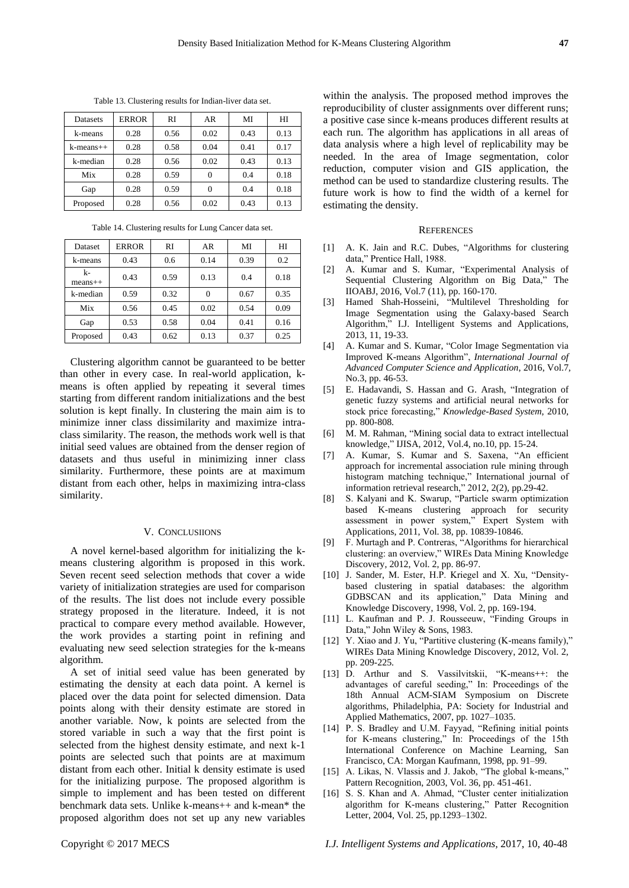Table 13. Clustering results for Indian-liver data set.

| Datasets | ERROR | RI | AR | MI | HI |
|---|---|---|---|---|---|
| k-means | 0.28 | 0.56 | 0.02 | 0.43 | 0.13 |
| k-means++ | 0.28 | 0.58 | 0.04 | 0.41 | 0.17 |
| k-median | 0.28 | 0.56 | 0.02 | 0.43 | 0.13 |
| Mix | 0.28 | 0.59 | 0 | 0.4 | 0.18 |
| Gap | 0.28 | 0.59 | 0 | 0.4 | 0.18 |
| Proposed | 0.28 | 0.56 | 0.02 | 0.43 | 0.13 |

Table 14. Clustering results for Lung Cancer data set.

| Dataset | ERROR | RI | AR | MI | HI |
|---|---|---|---|---|---|
| k-means | 0.43 | 0.6 | 0.14 | 0.39 | 0.2 |
| k-means++ | 0.43 | 0.59 | 0.13 | 0.4 | 0.18 |
| k-median | 0.59 | 0.32 | 0 | 0.67 | 0.35 |
| Mix | 0.56 | 0.45 | 0.02 | 0.54 | 0.09 |
| Gap | 0.53 | 0.58 | 0.04 | 0.41 | 0.16 |
| Proposed | 0.43 | 0.62 | 0.13 | 0.37 | 0.25 |

Clustering algorithm cannot be guaranteed to be better than other in every case. In real-world application, k-means is often applied by repeating it several times starting from different random initializations and the best solution is kept finally. In clustering the main aim is to minimize inner class dissimilarity and maximize intra-class similarity. The reason, the methods work well is that initial seed values are obtained from the denser region of datasets and thus useful in minimizing inner class similarity. Furthermore, these points are at maximum distant from each other, helps in maximizing intra-class similarity.

## V. Conclusiions

A novel kernel-based algorithm for initializing the k-means clustering algorithm is proposed in this work. Seven recent seed selection methods that cover a wide variety of initialization strategies are used for comparison of the results. The list does not include every possible strategy proposed in the literature. Indeed, it is not practical to compare every method available. However, the work provides a starting point in refining and evaluating new seed selection strategies for the k-means algorithm.

A set of initial seed value has been generated by estimating the density at each data point. A kernel is placed over the data point for selected dimension. Data points along with their density estimate are stored in another variable. Now, k points are selected from the stored variable in such a way that the first point is selected from the highest density estimate, and next k-1 points are selected such that points are at maximum distant from each other. Initial k density estimate is used for the initializing purpose. The proposed algorithm is simple to implement and has been tested on different benchmark data sets. Unlike k-means++ and k-mean* the proposed algorithm does not set up any new variables within the analysis. The proposed method improves the reproducibility of cluster assignments over different runs; a positive case since k-means produces different results at each run. The algorithm has applications in all areas of data analysis where a high level of replicability may be needed. In the area of Image segmentation, color reduction, computer vision and GIS application, the method can be used to standardize clustering results. The future work is how to find the width of a kernel for estimating the density.

## References

[1] A. K. Jain and R.C. Dubes, "Algorithms for clustering data," Prentice Hall, 1988.

[2] A. Kumar and S. Kumar, "Experimental Analysis of Sequential Clustering Algorithm on Big Data," The IIOABJ, 2016, Vol.7 (11), pp. 160-170.

[3] Hamed Shah-Hosseini, "Multilevel Thresholding for Image Segmentation using the Galaxy-based Search Algorithm," I.J. Intelligent Systems and Applications, 2013, 11, 19-33.

[4] A. Kumar and S. Kumar, "Color Image Segmentation via Improved K-means Algorithm", *International Journal of Advanced Computer Science and Application*, 2016, Vol.7, No.3, pp. 46-53.

[5] E. Hadavandi, S. Hassan and G. Arash, "Integration of genetic fuzzy systems and artificial neural networks for stock price forecasting," *Knowledge-Based System*, 2010, pp. 800-808.

[6] M. M. Rahman, "Mining social data to extract intellectual knowledge," IJISA, 2012, Vol.4, no.10, pp. 15-24.

[7] A. Kumar, S. Kumar and S. Saxena, "An efficient approach for incremental association rule mining through histogram matching technique," International journal of information retrieval research," 2012, 2(2), pp.29-42.

[8] S. Kalyani and K. Swarup, "Particle swarm optimization based K-means clustering approach for security assessment in power system," Expert System with Applications, 2011, Vol. 38, pp. 10839-10846.

[9] F. Murtagh and P. Contreras, "Algorithms for hierarchical clustering: an overview," WIREs Data Mining Knowledge Discovery, 2012, Vol. 2, pp. 86-97.

[10] J. Sander, M. Ester, H.P. Kriegel and X. Xu, "Density-based clustering in spatial databases: the algorithm GDBSCAN and its application," Data Mining and Knowledge Discovery, 1998, Vol. 2, pp. 169-194.

[11] L. Kaufman and P. J. Rousseeuw, "Finding Groups in Data," John Wiley & Sons, 1983.

[12] Y. Xiao and J. Yu, "Partitive clustering (K-means family)," WIREs Data Mining Knowledge Discovery, 2012, Vol. 2, pp. 209-225.

[13] D. Arthur and S. Vassilvitskii, "K-means++: the advantages of careful seeding," In: Proceedings of the 18th Annual ACM-SIAM Symposium on Discrete algorithms, Philadelphia, PA: Society for Industrial and Applied Mathematics, 2007, pp. 1027–1035.

[14] P. S. Bradley and U.M. Fayyad, "Refining initial points for K-means clustering," In: Proceedings of the 15th International Conference on Machine Learning, San Francisco, CA: Morgan Kaufmann, 1998, pp. 91–99.

[15] A. Likas, N. Vlassis and J. Jakob, "The global k-means," Pattern Recognition, 2003, Vol. 36, pp. 451-461.

[16] S. S. Khan and A. Ahmad, "Cluster center initialization algorithm for K-means clustering," Patter Recognition Letter, 2004, Vol. 25, pp.1293–1302.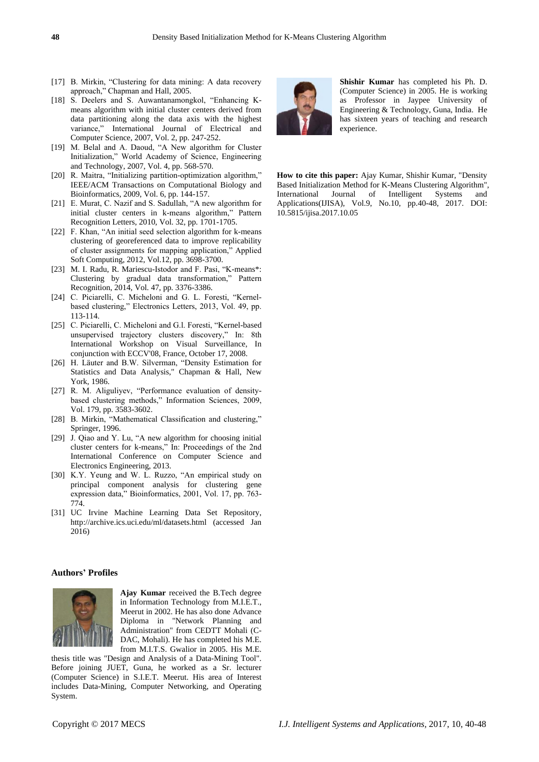[17] B. Mirkin, “Clustering for data mining: A data recovery approach,” Chapman and Hall, 2005.

[18] S. Deelers and S. Auwantanamongkol, “Enhancing K-means algorithm with initial cluster centers derived from data partitioning along the data axis with the highest variance,” International Journal of Electrical and Computer Science, 2007, Vol. 2, pp. 247-252.

[19] M. Belal and A. Daoud, “A New algorithm for Cluster Initialization,” World Academy of Science, Engineering and Technology, 2007, Vol. 4, pp. 568-570.

[20] R. Maitra, “Initializing partition-optimization algorithm,” IEEE/ACM Transactions on Computational Biology and Bioinformatics, 2009, Vol. 6, pp. 144-157.

[21] E. Murat, C. Nazif and S. Sadullah, “A new algorithm for initial cluster centers in k-means algorithm,” Pattern Recognition Letters, 2010, Vol. 32, pp. 1701-1705.

[22] F. Khan, “An initial seed selection algorithm for k-means clustering of georeferenced data to improve replicability of cluster assignments for mapping application,” Applied Soft Computing, 2012, Vol.12, pp. 3698-3700.

[23] M. I. Radu, R. Mariescu-Istodor and F. Pasi, “K-means*: Clustering by gradual data transformation,” Pattern Recognition, 2014, Vol. 47, pp. 3376-3386.

[24] C. Piciarelli, C. Micheloni and G. L. Foresti, “Kernel-based clustering,” Electronics Letters, 2013, Vol. 49, pp. 113-114.

[25] C. Piciarelli, C. Micheloni and G.l. Foresti, “Kernel-based unsupervised trajectory clusters discovery,” In: 8th International Workshop on Visual Surveillance, In conjunction with ECCV'08, France, October 17, 2008.

[26] H. Läuter and B.W. Silverman, “Density Estimation for Statistics and Data Analysis," Chapman & Hall, New York, 1986.

[27] R. M. Aliguliyev, “Performance evaluation of density-based clustering methods,” Information Sciences, 2009, Vol. 179, pp. 3583-3602.

[28] B. Mirkin, “Mathematical Classification and clustering,” Springer, 1996.

[29] J. Qiao and Y. Lu, “A new algorithm for choosing initial cluster centers for k-means,” In: Proceedings of the 2nd International Conference on Computer Science and Electronics Engineering, 2013.

[30] K.Y. Yeung and W. L. Ruzzo, “An empirical study on principal component analysis for clustering gene expression data,” Bioinformatics, 2001, Vol. 17, pp. 763-774.

[31] UC Irvine Machine Learning Data Set Repository, http://archive.ics.uci.edu/ml/datasets.html (accessed Jan 2016)

## Authors’ Profiles

**Ajay Kumar** received the B.Tech degree in Information Technology from M.I.E.T., Meerut in 2002. He has also done Advance Diploma in "Network Planning and Administration" from CEDTT Mohali (C-DAC, Mohali). He has completed his M.E. from M.I.T.S. Gwalior in 2005. His M.E. thesis title was "Design and Analysis of a Data-Mining Tool". Before joining JUET, Guna, he worked as a Sr. lecturer (Computer Science) in S.I.E.T. Meerut. His area of Interest includes Data-Mining, Computer Networking, and Operating System.

**Shishir Kumar** has completed his Ph. D. (Computer Science) in 2005. He is working as Professor in Jaypee University of Engineering & Technology, Guna, India. He has sixteen years of teaching and research experience.

**How to cite this paper:** Ajay Kumar, Shishir Kumar, "Density Based Initialization Method for K-Means Clustering Algorithm", International Journal of Intelligent Systems and Applications(IJISA), Vol.9, No.10, pp.40-48, 2017. DOI: 10.5815/ijisa.2017.10.05